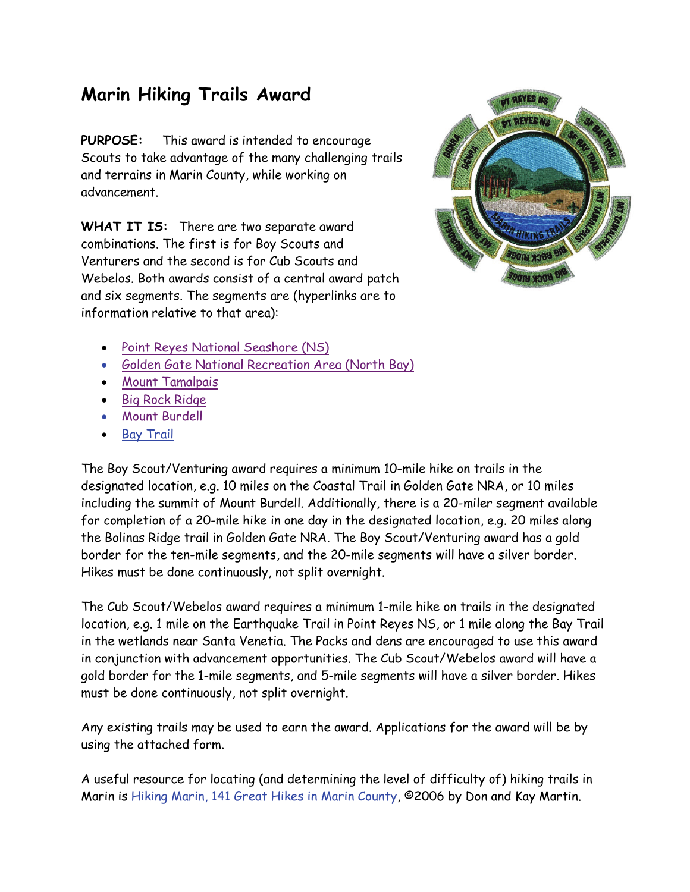# Marin Hiking Trails Award

**PURPOSE:** This award is intended to encourage Scouts to take advantage of the many challenging trails and terrains in Marin County, while working on advancement.

**WHAT IT IS:** There are two separate award combinations. The first is for Boy Scouts and Venturers and the second is for Cub Scouts and Webelos. Both awards consist of a central award patch and six segments. The segments are (hyperlinks are to information relative to that area):

- Point Reyes National Seashore (NS)
- Golden Gate National Recreation Area (North Bay)
- Mount Tamalpais
- Big Rock Ridge
- Mount Burdell
- Bay Trail

The Boy Scout/Venturing award requires a minimum 10-mile hike on trails in the designated location, e.g. 10 miles on the Coastal Trail in Golden Gate NRA, or 10 miles including the summit of Mount Burdell. Additionally, there is a 20-miler segment available for completion of a 20-mile hike in one day in the designated location, e.g. 20 miles along the Bolinas Ridge trail in Golden Gate NRA. The Boy Scout/Venturing award has a gold border for the ten-mile segments, and the 20-mile segments will have a silver border. Hikes must be done continuously, not split overnight.

The Cub Scout/Webelos award requires a minimum 1-mile hike on trails in the designated location, e.g. 1 mile on the Earthquake Trail in Point Reyes NS, or 1 mile along the Bay Trail in the wetlands near Santa Venetia. The Packs and dens are encouraged to use this award in conjunction with advancement opportunities. The Cub Scout/Webelos award will have a gold border for the 1-mile segments, and 5-mile segments will have a silver border. Hikes must be done continuously, not split overnight.

Any existing trails may be used to earn the award. Applications for the award will be by using the attached form.

A useful resource for locating (and determining the level of difficulty of) hiking trails in Marin is Hiking Marin, 141 Great Hikes in Marin County, ©2006 by Don and Kay Martin.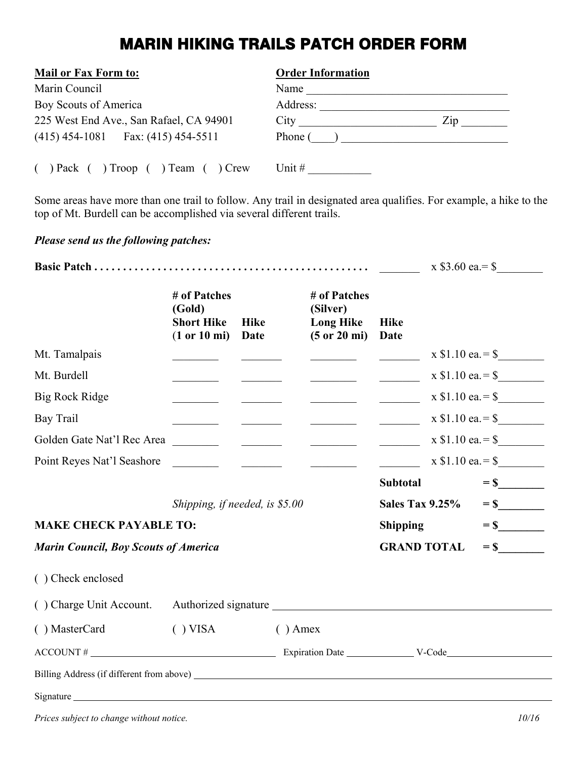# MARIN HIKING TRAILS PATCH ORDER FORM

**Mail or Fax Form to:**
Marin Council
Boy Scouts of America
225 West End Ave., San Rafael, CA 94901
(415) 454-1081 Fax: (415) 454-5511

**Order Information**
Name ___________________________________
Address: ________________________________
City ________________________ Zip ________
Phone (____) ____________________________

( ) Pack ( ) Troop ( ) Team ( ) Crew Unit # ___________

Some areas have more than one trail to follow. Any trail in designated area qualifies. For example, a hike to the top of Mt. Burdell can be accomplished via several different trails.

***Please send us the following patches:***

**Basic Patch** . . . . . . . . . . . . . . . . . . . . . . . . . . . . . . . . . . . . . . . . . . . . . . _______ x \$3.60 ea.= \$________

| | # of Patches (Gold) Short Hike (1 or 10 mi) | Hike Date | # of Patches (Silver) Long Hike (5 or 20 mi) | Hike Date | |
|---|---|---|---|---|---|
| Mt. Tamalpais | ________ | _______ | ________ | _______ | x \$1.10 ea. = \$________ |
| Mt. Burdell | ________ | _______ | ________ | _______ | x \$1.10 ea. = \$________ |
| Big Rock Ridge | ________ | _______ | ________ | _______ | x \$1.10 ea. = \$________ |
| Bay Trail | ________ | _______ | ________ | _______ | x \$1.10 ea. = \$________ |
| Golden Gate Nat'l Rec Area | ________ | _______ | ________ | _______ | x \$1.10 ea. = \$________ |
| Point Reyes Nat'l Seashore | ________ | _______ | ________ | _______ | x \$1.10 ea. = \$________ |

**Subtotal** = \$________

*Shipping, if needed, is \$5.00* **Sales Tax 9.25%** = \$________

**MAKE CHECK PAYABLE TO:** **Shipping** = \$________

***Marin Council, Boy Scouts of America*** **GRAND TOTAL** = \$________

( ) Check enclosed

( ) Charge Unit Account. Authorized signature ___________________________________

( ) MasterCard ( ) VISA ( ) Amex

ACCOUNT # ______________________ Expiration Date ____________ V-Code______________

Billing Address (if different from above) ___________________________________

Signature ___________________________________

*Prices subject to change without notice.* *10/16*